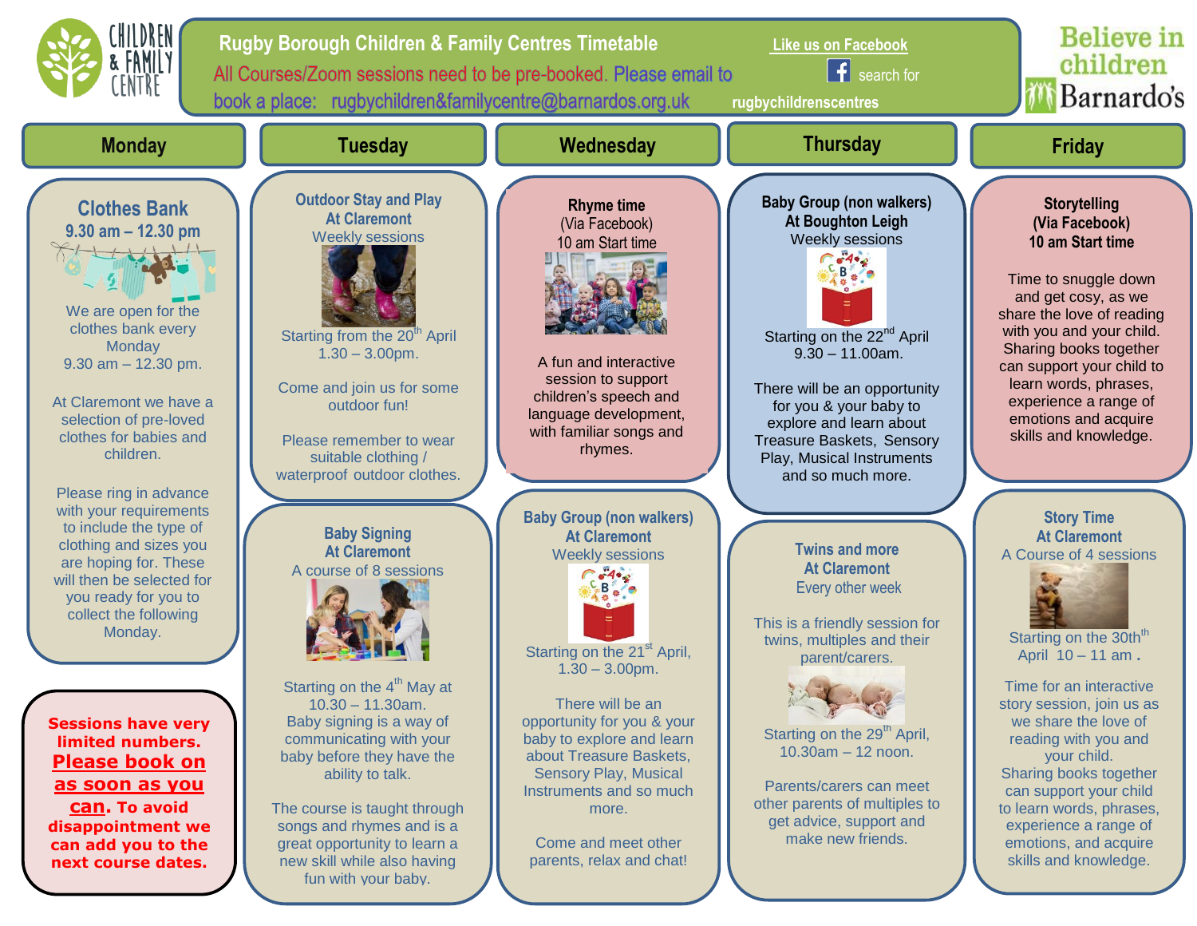# Rugby Borough Children & Family Centres Timetable

All Courses/Zoom sessions need to be pre-booked. Please email to book a place: rugbychildren&familycentre@barnardos.org.uk

Like us on Facebook — search for rugbychildrenscentres

Believe in children Barnardo's

## Monday

### Clothes Bank
**9.30 am – 12.30 pm**

We are open for the clothes bank every Monday 9.30 am – 12.30 pm.

At Claremont we have a selection of pre-loved clothes for babies and children.

Please ring in advance with your requirements to include the type of clothing and sizes you are hoping for. These will then be selected for you ready for you to collect the following Monday.

**Sessions have very limited numbers. Please book on as soon as you can. To avoid disappointment we can add you to the next course dates.**

## Tuesday

### Outdoor Stay and Play At Claremont
Weekly sessions

Starting from the 20th April 1.30 – 3.00pm.

Come and join us for some outdoor fun!

Please remember to wear suitable clothing / waterproof outdoor clothes.

### Baby Signing At Claremont
A course of 8 sessions

Starting on the 4th May at 10.30 – 11.30am.

Baby signing is a way of communicating with your baby before they have the ability to talk.

The course is taught through songs and rhymes and is a great opportunity to learn a new skill while also having fun with your baby.

## Wednesday

### Rhyme time
(Via Facebook)
10 am Start time

A fun and interactive session to support children's speech and language development, with familiar songs and rhymes.

### Baby Group (non walkers) At Claremont
Weekly sessions

Starting on the 21st April, 1.30 – 3.00pm.

There will be an opportunity for you & your baby to explore and learn about Treasure Baskets, Sensory Play, Musical Instruments and so much more.

Come and meet other parents, relax and chat!

## Thursday

### Baby Group (non walkers) At Boughton Leigh
Weekly sessions

Starting on the 22nd April 9.30 – 11.00am.

There will be an opportunity for you & your baby to explore and learn about Treasure Baskets, Sensory Play, Musical Instruments and so much more.

### Twins and more At Claremont
Every other week

This is a friendly session for twins, multiples and their parent/carers.

Starting on the 29th April, 10.30am – 12 noon.

Parents/carers can meet other parents of multiples to get advice, support and make new friends.

## Friday

### Storytelling (Via Facebook)
**10 am Start time**

Time to snuggle down and get cosy, as we share the love of reading with you and your child. Sharing books together can support your child to learn words, phrases, experience a range of emotions and acquire skills and knowledge.

### Story Time At Claremont
A Course of 4 sessions

Starting on the 30th April 10 – 11 am.

Time for an interactive story session, join us as we share the love of reading with you and your child.
Sharing books together can support your child to learn words, phrases, experience a range of emotions, and acquire skills and knowledge.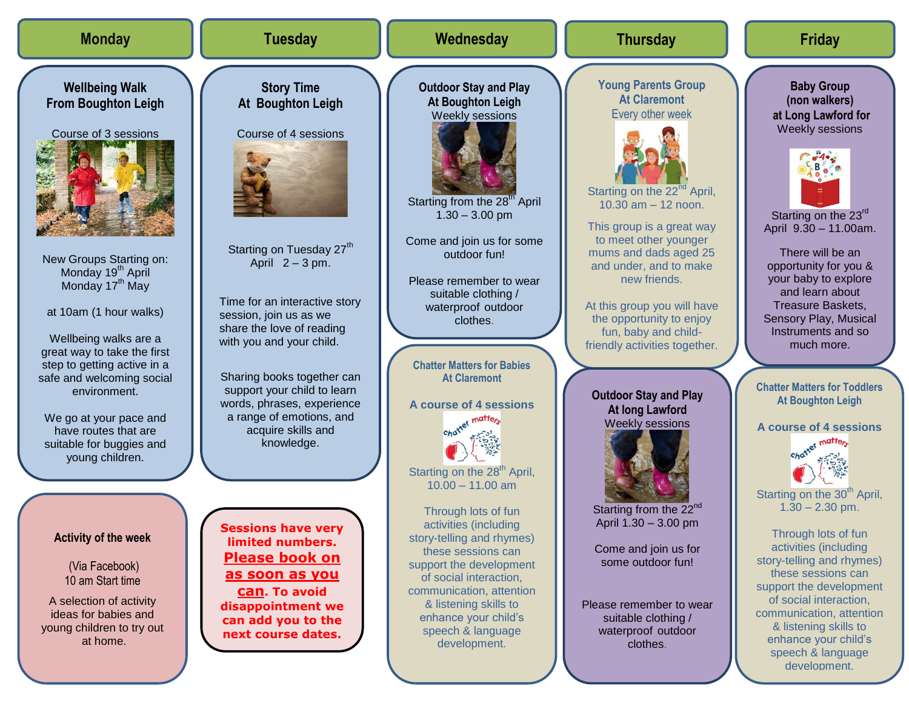## Monday

### Wellbeing Walk From Boughton Leigh

Course of 3 sessions

New Groups Starting on:
Monday 19th April
Monday 17th May

at 10am (1 hour walks)

Wellbeing walks are a great way to take the first step to getting active in a safe and welcoming social environment.

We go at your pace and have routes that are suitable for buggies and young children.

### Activity of the week

(Via Facebook)
10 am Start time

A selection of activity ideas for babies and young children to try out at home.

## Tuesday

### Story Time At Boughton Leigh

Course of 4 sessions

Starting on Tuesday 27th April 2 – 3 pm.

Time for an interactive story session, join us as we share the love of reading with you and your child.

Sharing books together can support your child to learn words, phrases, experience a range of emotions, and acquire skills and knowledge.

**Sessions have very limited numbers. <u>Please book on as soon as you can</u>. To avoid disappointment we can add you to the next course dates.**

## Wednesday

### Outdoor Stay and Play At Boughton Leigh

Weekly sessions

Starting from the 28th April
1.30 – 3.00 pm

Come and join us for some outdoor fun!

Please remember to wear suitable clothing / waterproof outdoor clothes.

### Chatter Matters for Babies At Claremont

**A course of 4 sessions**

Starting on the 28th April,
10.00 – 11.00 am

Through lots of fun activities (including story-telling and rhymes) these sessions can support the development of social interaction, communication, attention & listening skills to enhance your child's speech & language development.

## Thursday

### Young Parents Group At Claremont

Every other week

Starting on the 22nd April,
10.30 am – 12 noon.

This group is a great way to meet other younger mums and dads aged 25 and under, and to make new friends.

At this group you will have the opportunity to enjoy fun, baby and child-friendly activities together.

### Outdoor Stay and Play At long Lawford

Weekly sessions

Starting from the 22nd April 1.30 – 3.00 pm

Come and join us for some outdoor fun!

Please remember to wear suitable clothing / waterproof outdoor clothes.

## Friday

### Baby Group (non walkers) at Long Lawford for

Weekly sessions

Starting on the 23rd April 9.30 – 11.00am.

There will be an opportunity for you & your baby to explore and learn about Treasure Baskets, Sensory Play, Musical Instruments and so much more.

### Chatter Matters for Toddlers At Boughton Leigh

**A course of 4 sessions**

Starting on the 30th April,
1.30 – 2.30 pm.

Through lots of fun activities (including story-telling and rhymes) these sessions can support the development of social interaction, communication, attention & listening skills to enhance your child's speech & language development.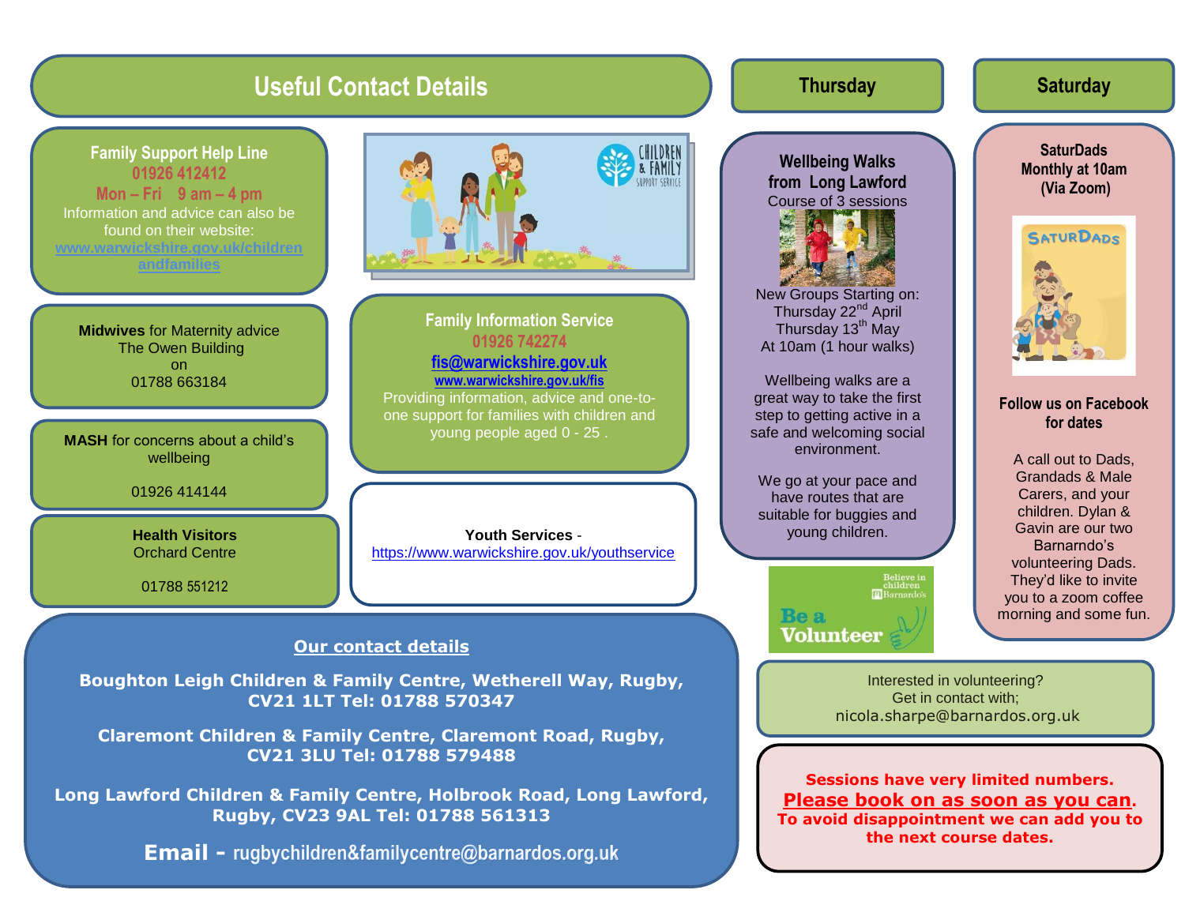# Useful Contact Details

## Family Support Help Line

01926 412412

Mon – Fri 9 am – 4 pm

Information and advice can also be found on their website: www.warwickshire.gov.uk/childrenandfamilies

**Midwives** for Maternity advice
The Owen Building
on
01788 663184

**MASH** for concerns about a child's wellbeing

01926 414144

**Health Visitors**
Orchard Centre

01788 551212

## Family Information Service

01926 742274

fis@warwickshire.gov.uk

www.warwickshire.gov.uk/fis

Providing information, advice and one-to-one support for families with children and young people aged 0 - 25 .

**Youth Services** - https://www.warwickshire.gov.uk/youthservice

## Our contact details

**Boughton Leigh Children & Family Centre, Wetherell Way, Rugby, CV21 1LT Tel: 01788 570347**

**Claremont Children & Family Centre, Claremont Road, Rugby, CV21 3LU Tel: 01788 579488**

**Long Lawford Children & Family Centre, Holbrook Road, Long Lawford, Rugby, CV23 9AL Tel: 01788 561313**

**Email -** rugbychildren&familycentre@barnardos.org.uk

# Thursday

## Wellbeing Walks from Long Lawford

Course of 3 sessions

New Groups Starting on:
Thursday 22nd April
Thursday 13th May
At 10am (1 hour walks)

Wellbeing walks are a great way to take the first step to getting active in a safe and welcoming social environment.

We go at your pace and have routes that are suitable for buggies and young children.

Interested in volunteering?
Get in contact with;
nicola.sharpe@barnardos.org.uk

# Saturday

## SaturDads Monthly at 10am (Via Zoom)

**Follow us on Facebook for dates**

A call out to Dads, Grandads & Male Carers, and your children. Dylan & Gavin are our two Barnardo's volunteering Dads. They'd like to invite you to a zoom coffee morning and some fun.

**Sessions have very limited numbers.**
**Please book on as soon as you can.**
**To avoid disappointment we can add you to the next course dates.**